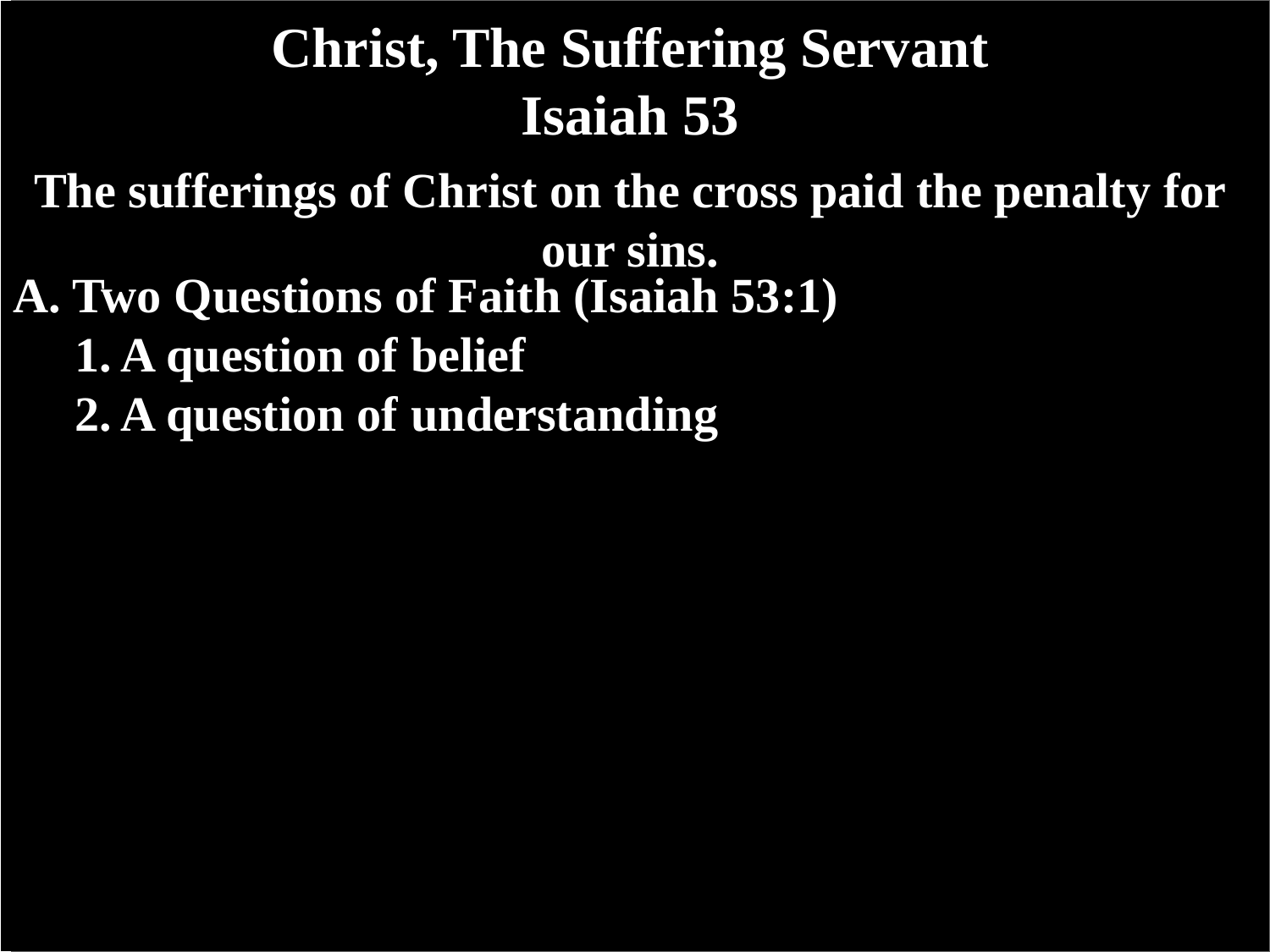# Christ, The Suffering Servant
# Isaiah 53

**The sufferings of Christ on the cross paid the penalty for our sins.**

**A. Two Questions of Faith (Isaiah 53:1)**

1. **A question of belief**
2. **A question of understanding**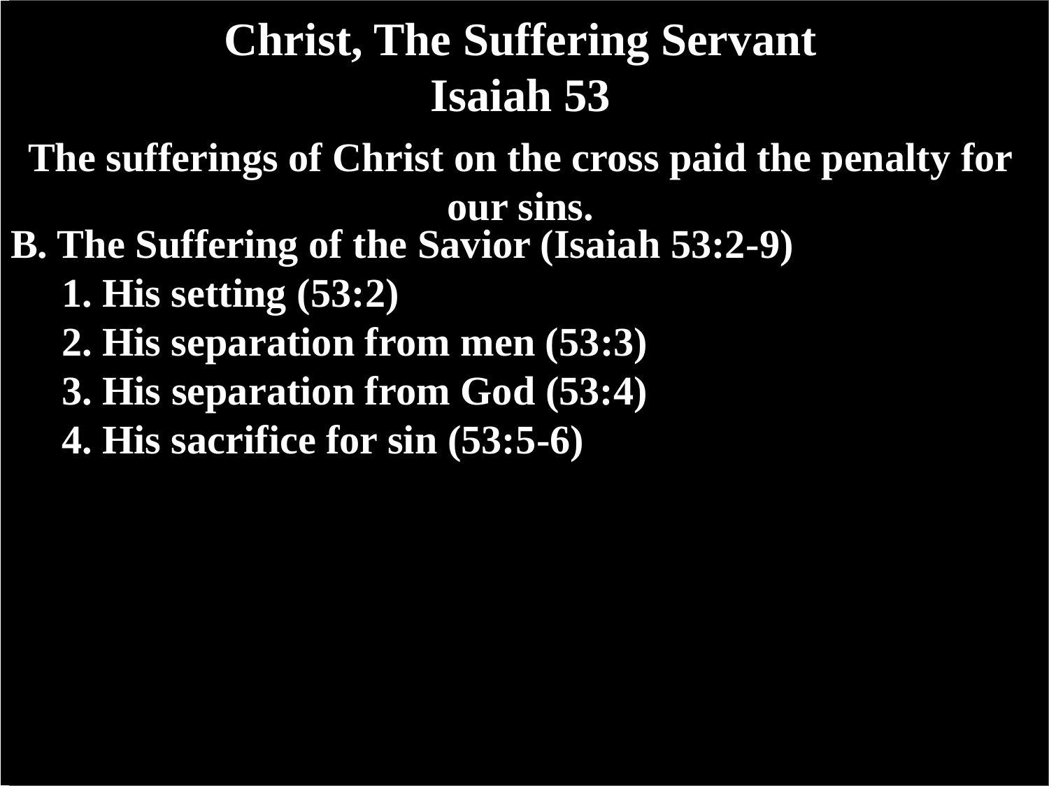# Christ, The Suffering Servant

## Isaiah 53

**The sufferings of Christ on the cross paid the penalty for our sins.**

**B. The Suffering of the Savior (Isaiah 53:2-9)**

1. **His setting (53:2)**
2. **His separation from men (53:3)**
3. **His separation from God (53:4)**
4. **His sacrifice for sin (53:5-6)**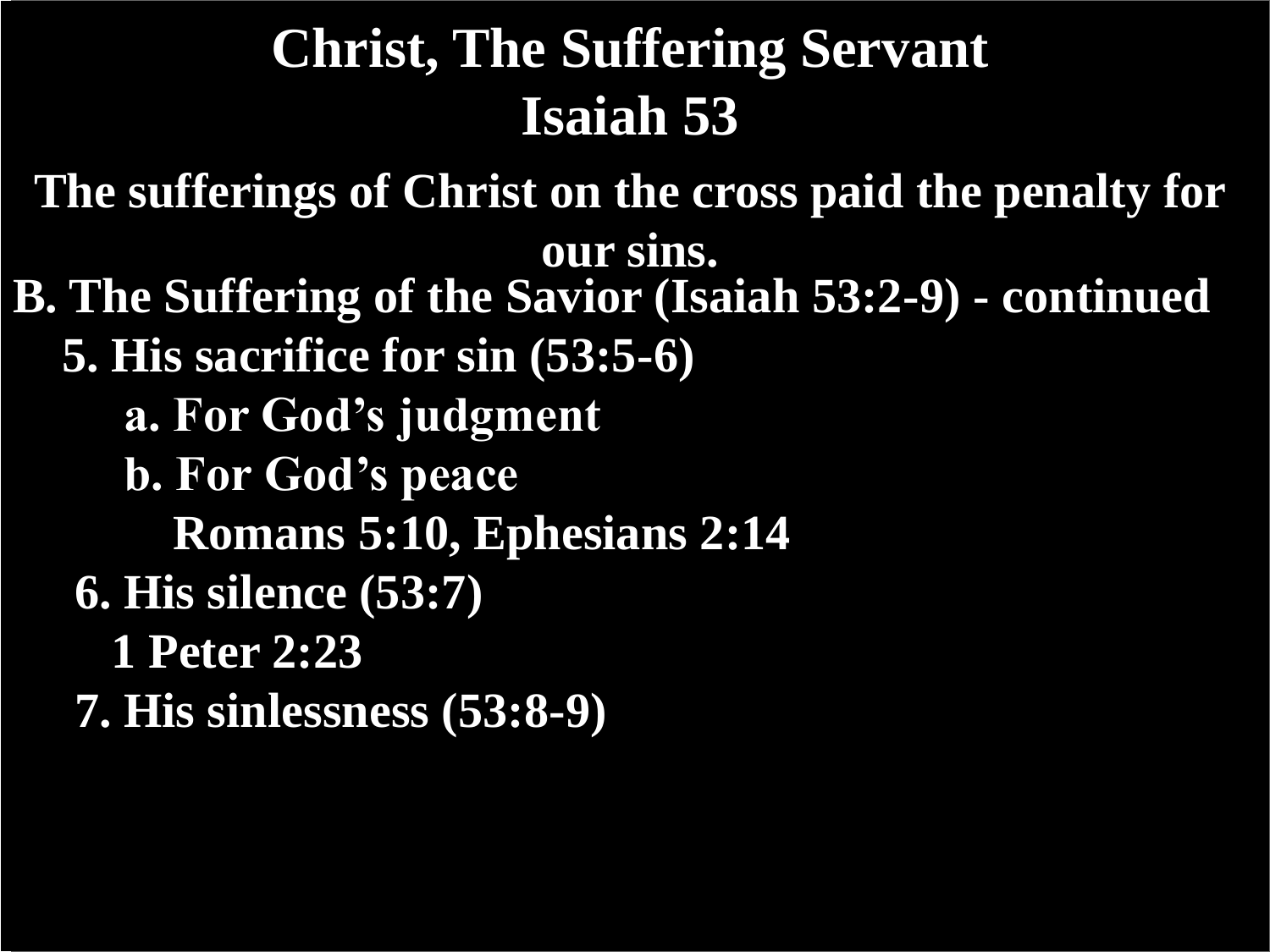# Christ, The Suffering Servant
# Isaiah 53

**The sufferings of Christ on the cross paid the penalty for our sins.**

**B. The Suffering of the Savior (Isaiah 53:2-9) - continued**

- **5. His sacrifice for sin (53:5-6)**
  - **a. For God's judgment**
  - **b. For God's peace**
    - **Romans 5:10, Ephesians 2:14**
- **6. His silence (53:7)**
  - **1 Peter 2:23**
- **7. His sinlessness (53:8-9)**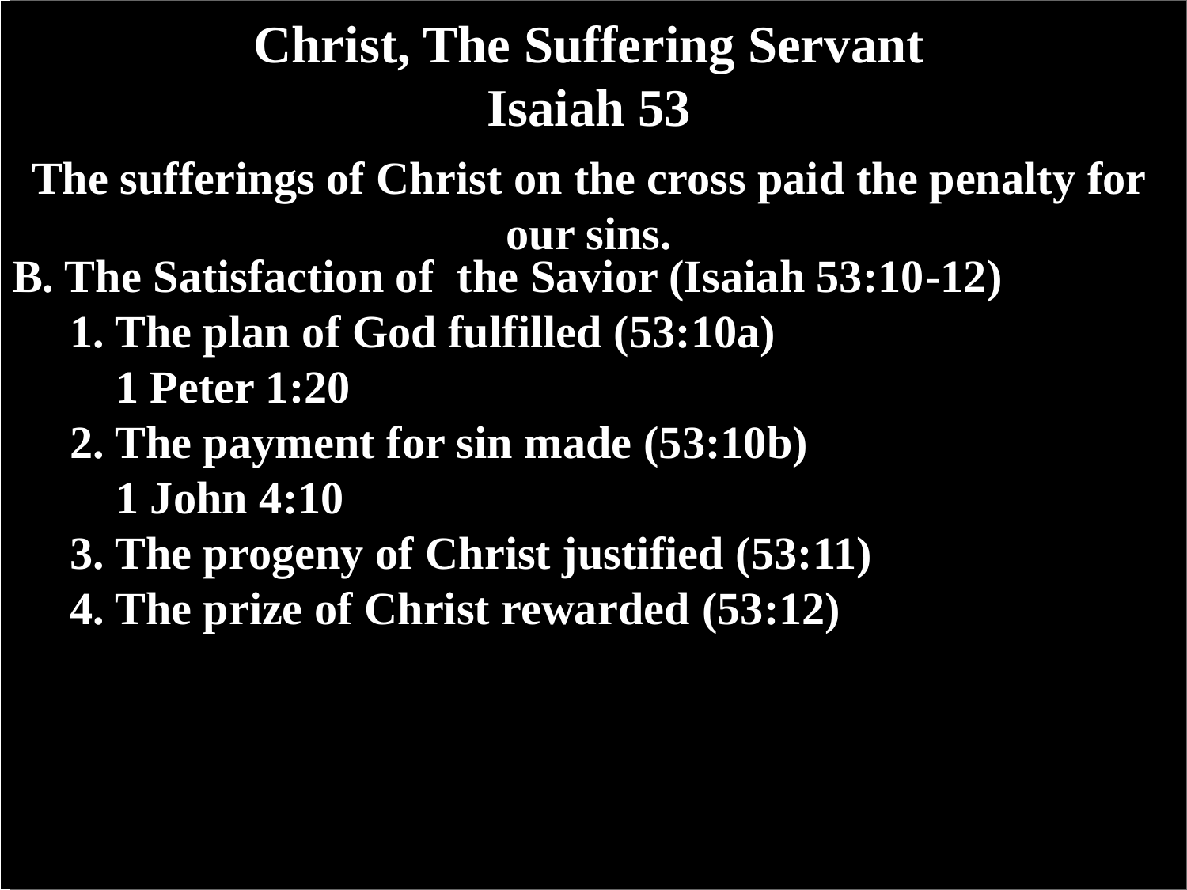# Christ, The Suffering Servant
# Isaiah 53

**The sufferings of Christ on the cross paid the penalty for our sins.**

**B. The Satisfaction of the Savior (Isaiah 53:10-12)**

- **1. The plan of God fulfilled (53:10a)**
  - **1 Peter 1:20**
- **2. The payment for sin made (53:10b)**
  - **1 John 4:10**
- **3. The progeny of Christ justified (53:11)**
- **4. The prize of Christ rewarded (53:12)**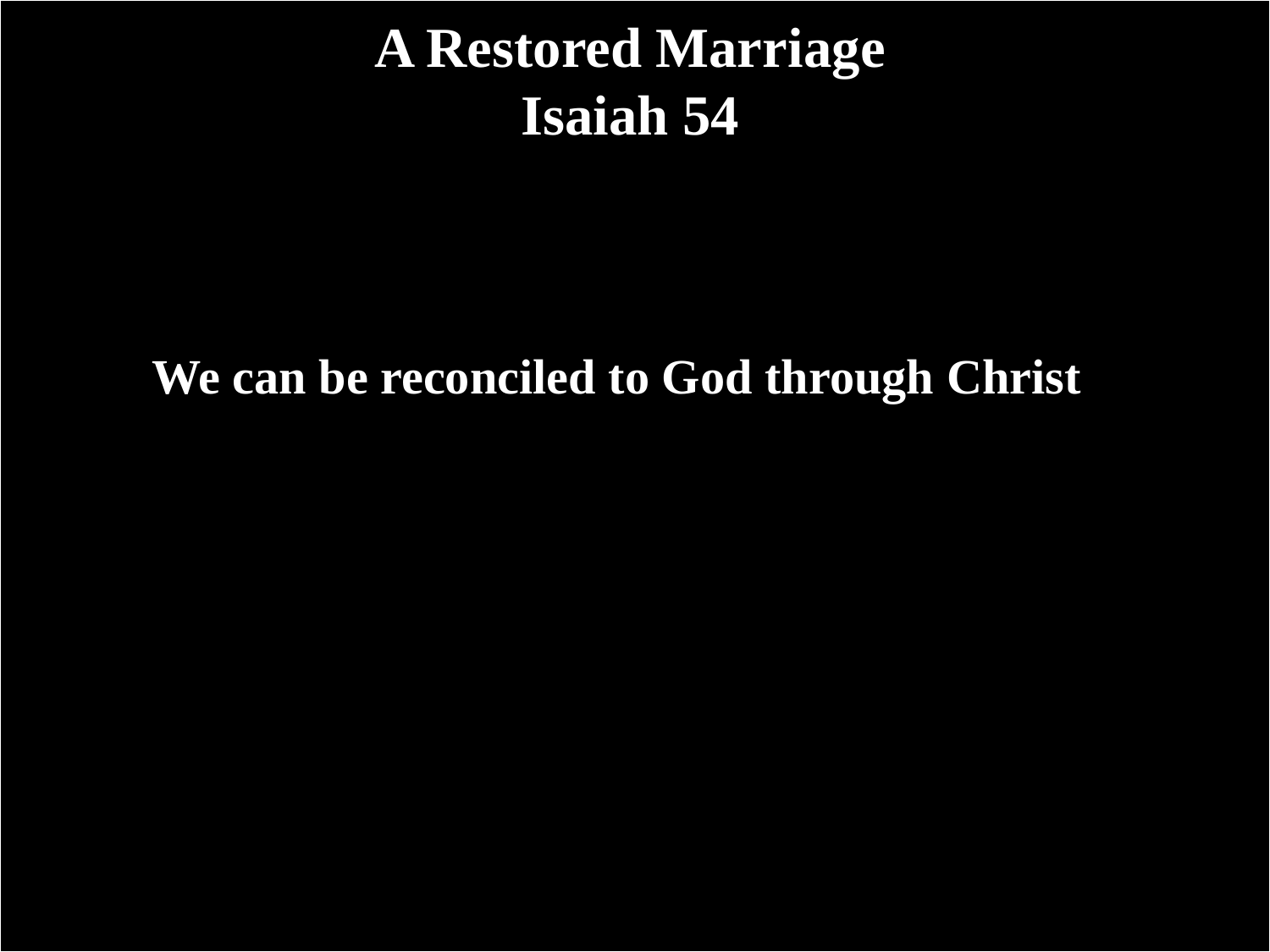# A Restored Marriage
# Isaiah 54

**We can be reconciled to God through Christ**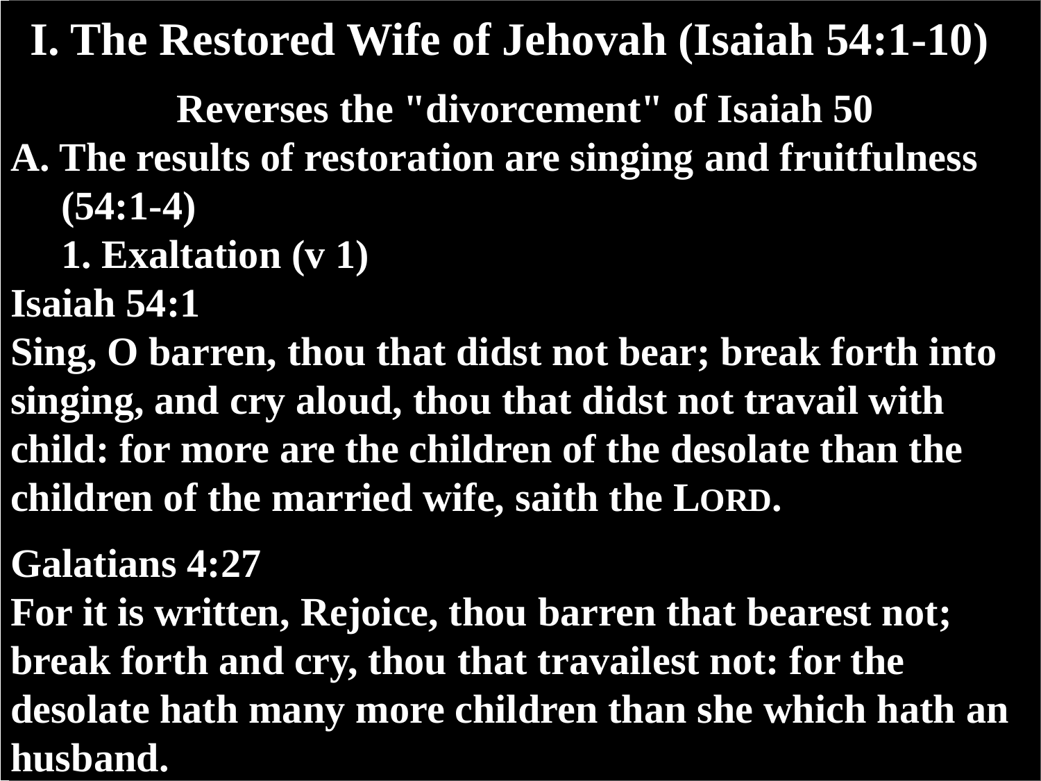# I. The Restored Wife of Jehovah (Isaiah 54:1-10)

**Reverses the "divorcement" of Isaiah 50**

**A. The results of restoration are singing and fruitfulness (54:1-4)**

**1. Exaltation (v 1)**

**Isaiah 54:1**

**Sing, O barren, thou that didst not bear; break forth into singing, and cry aloud, thou that didst not travail with child: for more are the children of the desolate than the children of the married wife, saith the LORD.**

**Galatians 4:27**

**For it is written, Rejoice, thou barren that bearest not; break forth and cry, thou that travailest not: for the desolate hath many more children than she which hath an husband.**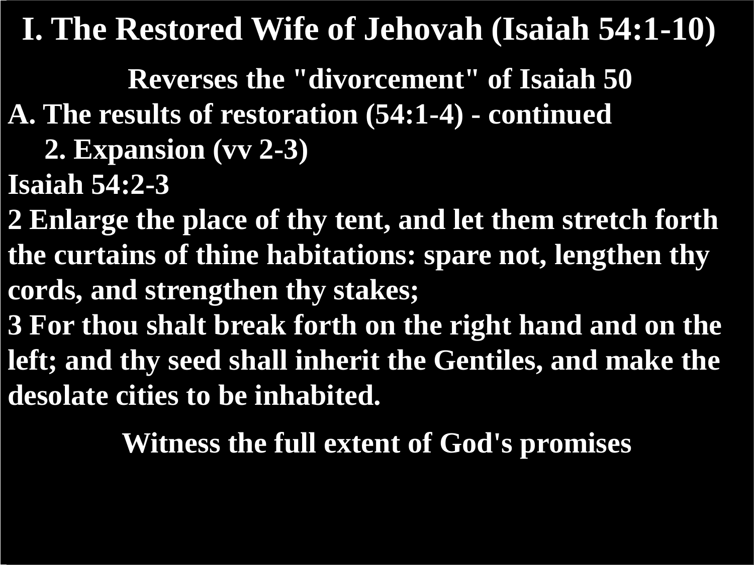# I. The Restored Wife of Jehovah (Isaiah 54:1-10)

**Reverses the "divorcement" of Isaiah 50**

**A. The results of restoration (54:1-4) - continued**

**2. Expansion (vv 2-3)**

**Isaiah 54:2-3**

**2 Enlarge the place of thy tent, and let them stretch forth the curtains of thine habitations: spare not, lengthen thy cords, and strengthen thy stakes;**

**3 For thou shalt break forth on the right hand and on the left; and thy seed shall inherit the Gentiles, and make the desolate cities to be inhabited.**

**Witness the full extent of God's promises**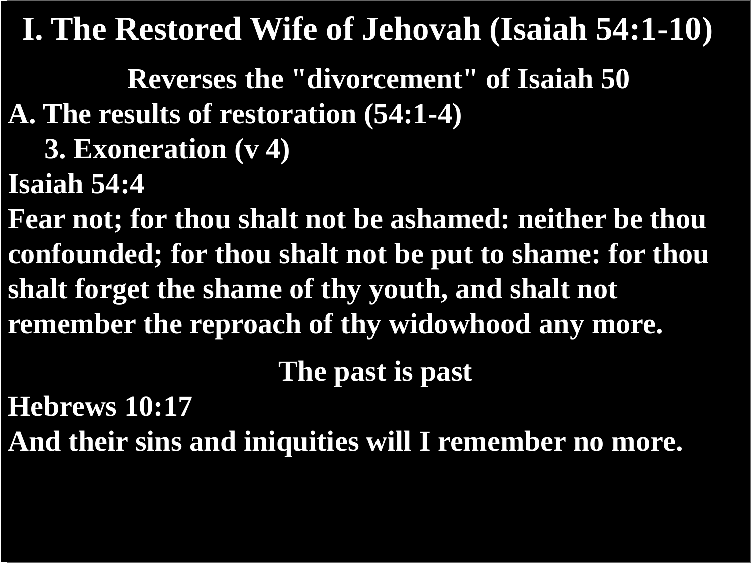# I. The Restored Wife of Jehovah (Isaiah 54:1-10)

**Reverses the "divorcement" of Isaiah 50**

**A. The results of restoration (54:1-4)**

**3. Exoneration (v 4)**

**Isaiah 54:4**

**Fear not; for thou shalt not be ashamed: neither be thou confounded; for thou shalt not be put to shame: for thou shalt forget the shame of thy youth, and shalt not remember the reproach of thy widowhood any more.**

**The past is past**

**Hebrews 10:17**

**And their sins and iniquities will I remember no more.**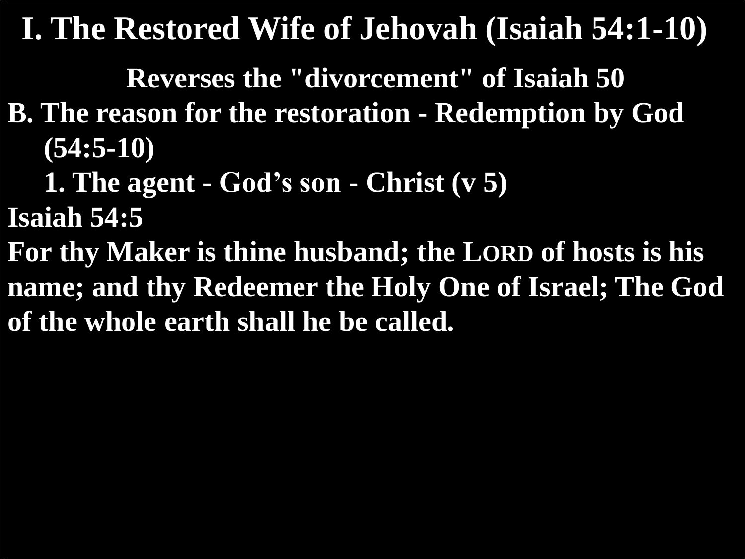# I. The Restored Wife of Jehovah (Isaiah 54:1-10)

**Reverses the "divorcement" of Isaiah 50**

**B. The reason for the restoration - Redemption by God (54:5-10)**

**1. The agent - God’s son - Christ (v 5)**

**Isaiah 54:5**

**For thy Maker is thine husband; the LORD of hosts is his name; and thy Redeemer the Holy One of Israel; The God of the whole earth shall he be called.**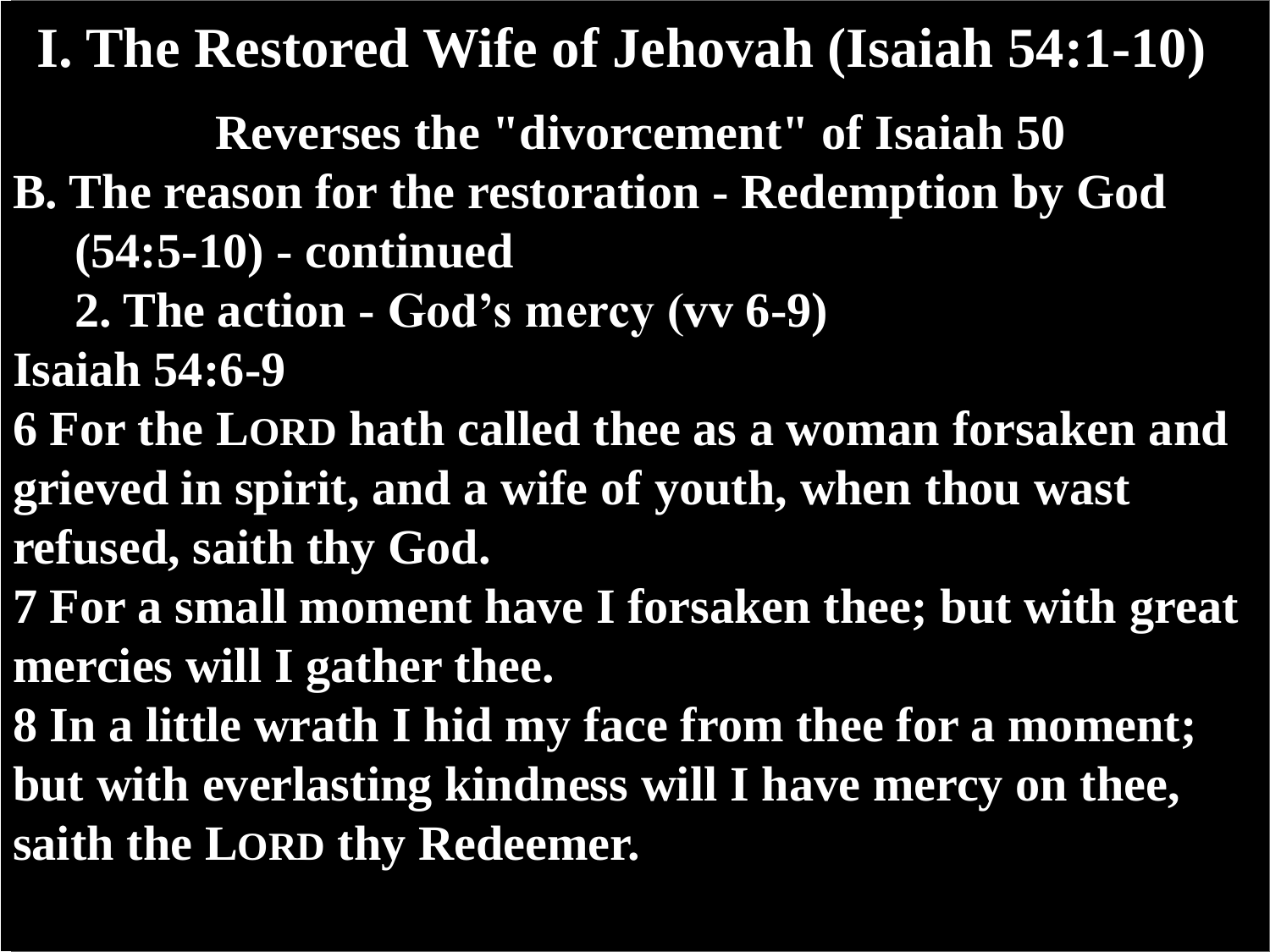# I. The Restored Wife of Jehovah (Isaiah 54:1-10)

**Reverses the "divorcement" of Isaiah 50**

**B. The reason for the restoration - Redemption by God (54:5-10) - continued**

**2. The action - God's mercy (vv 6-9)**

**Isaiah 54:6-9**

**6 For the LORD hath called thee as a woman forsaken and grieved in spirit, and a wife of youth, when thou wast refused, saith thy God.**

**7 For a small moment have I forsaken thee; but with great mercies will I gather thee.**

**8 In a little wrath I hid my face from thee for a moment; but with everlasting kindness will I have mercy on thee, saith the LORD thy Redeemer.**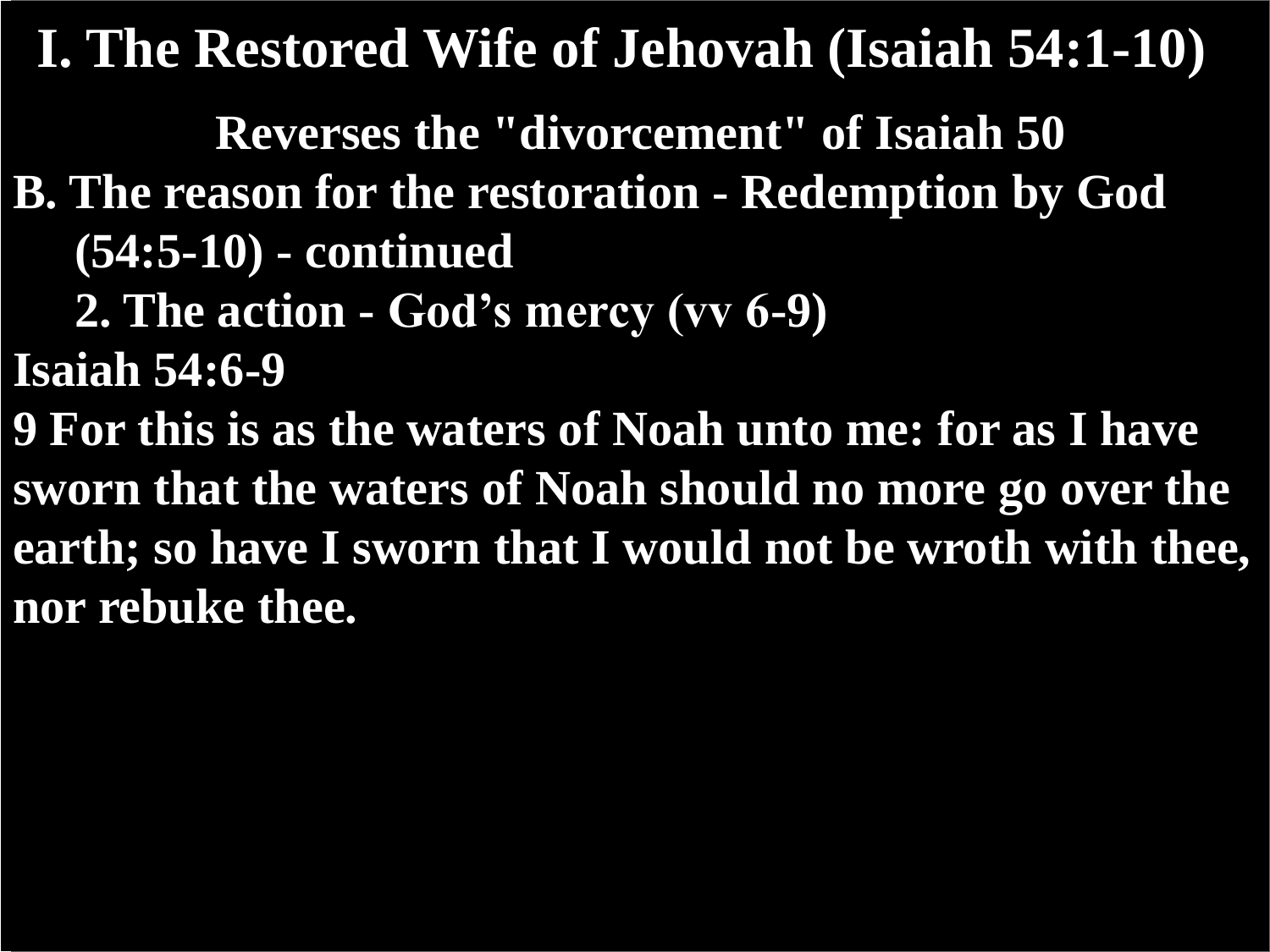# I. The Restored Wife of Jehovah (Isaiah 54:1-10)

**Reverses the "divorcement" of Isaiah 50**

**B. The reason for the restoration - Redemption by God (54:5-10) - continued**

**2. The action - God's mercy (vv 6-9)**

**Isaiah 54:6-9**

**9 For this is as the waters of Noah unto me: for as I have sworn that the waters of Noah should no more go over the earth; so have I sworn that I would not be wroth with thee, nor rebuke thee.**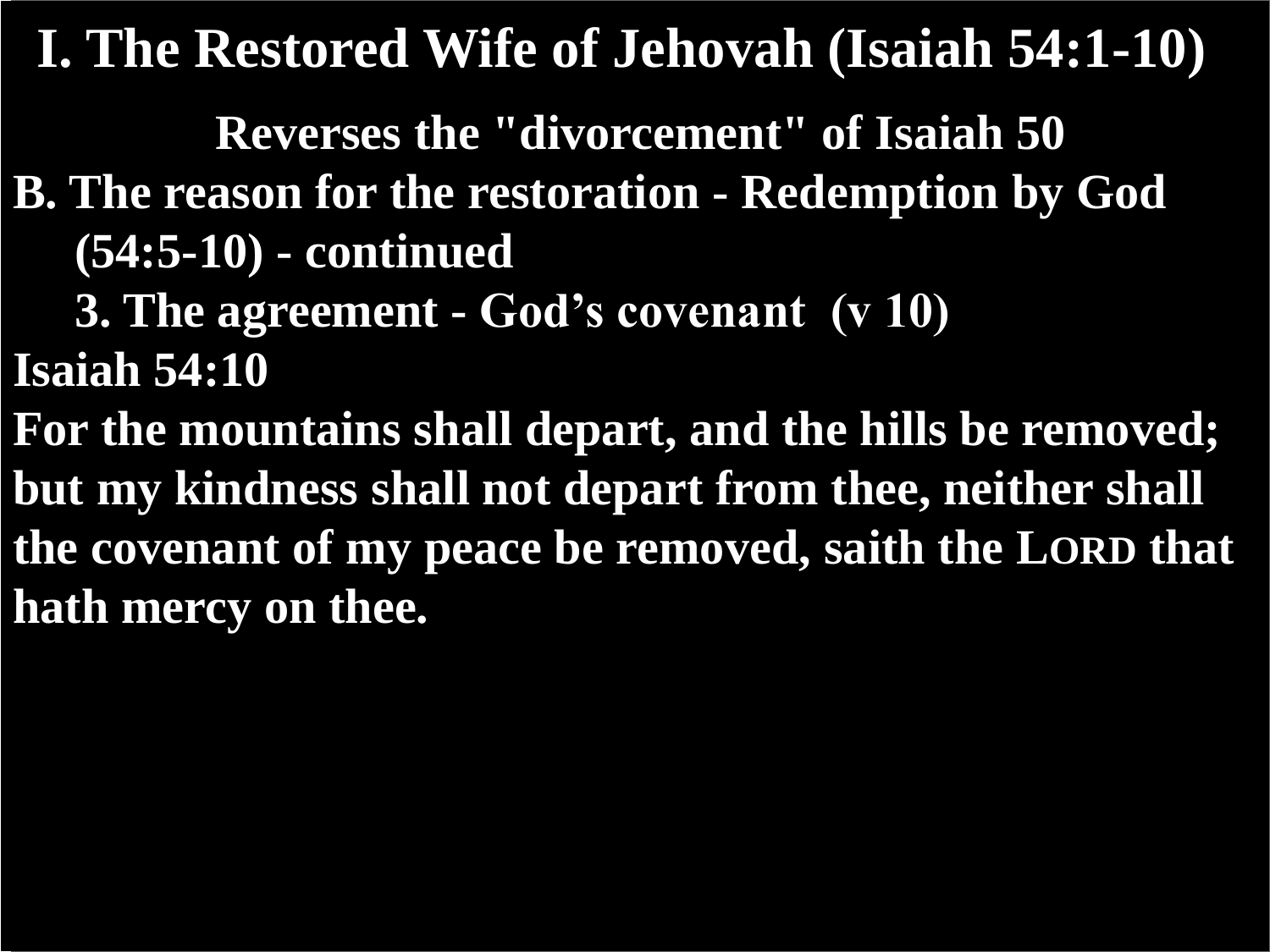# I. The Restored Wife of Jehovah (Isaiah 54:1-10)

**Reverses the "divorcement" of Isaiah 50**

**B. The reason for the restoration - Redemption by God (54:5-10) - continued**

**3. The agreement - God's covenant (v 10)**

**Isaiah 54:10**

**For the mountains shall depart, and the hills be removed; but my kindness shall not depart from thee, neither shall the covenant of my peace be removed, saith the LORD that hath mercy on thee.**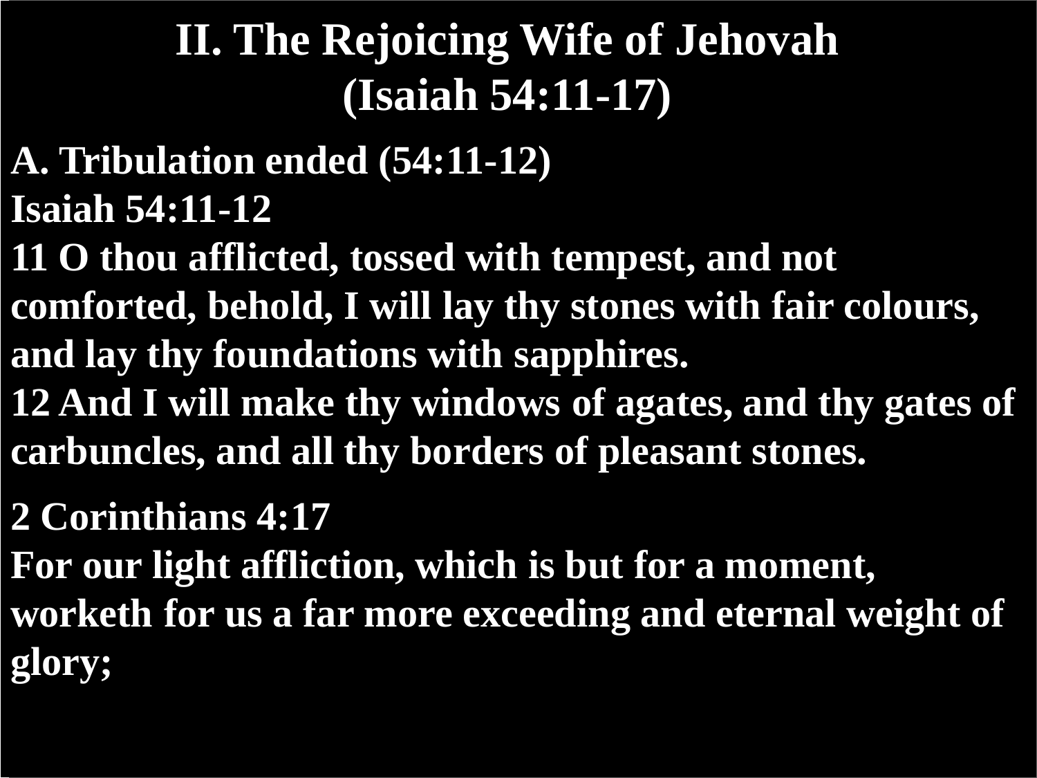# II. The Rejoicing Wife of Jehovah (Isaiah 54:11-17)

**A. Tribulation ended (54:11-12)**

**Isaiah 54:11-12**

**11 O thou afflicted, tossed with tempest, and not comforted, behold, I will lay thy stones with fair colours, and lay thy foundations with sapphires.**

**12 And I will make thy windows of agates, and thy gates of carbuncles, and all thy borders of pleasant stones.**

**2 Corinthians 4:17**

**For our light affliction, which is but for a moment, worketh for us a far more exceeding and eternal weight of glory;**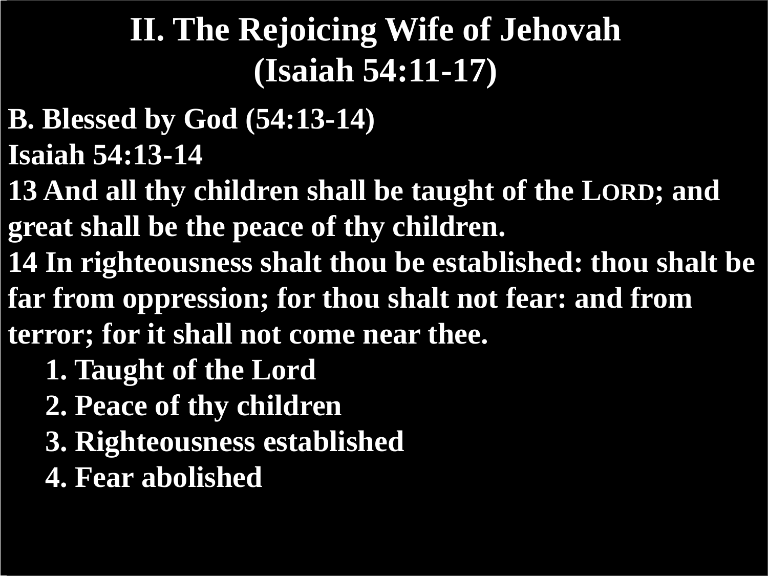# II. The Rejoicing Wife of Jehovah (Isaiah 54:11-17)

**B. Blessed by God (54:13-14)**

**Isaiah 54:13-14**

**13 And all thy children shall be taught of the LORD; and great shall be the peace of thy children.**

**14 In righteousness shalt thou be established: thou shalt be far from oppression; for thou shalt not fear: and from terror; for it shall not come near thee.**

1. **Taught of the Lord**
2. **Peace of thy children**
3. **Righteousness established**
4. **Fear abolished**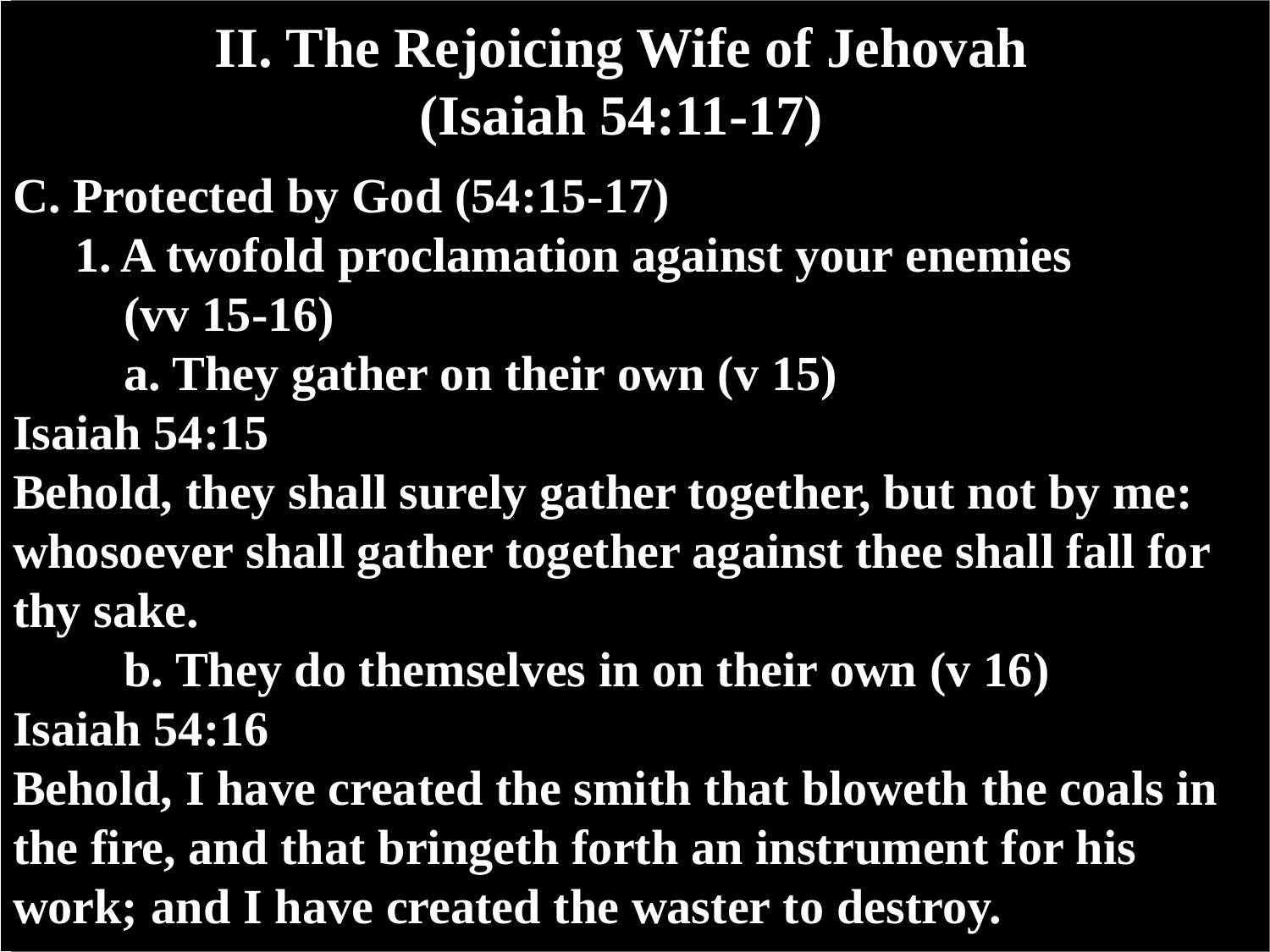# II. The Rejoicing Wife of Jehovah (Isaiah 54:11-17)

**C. Protected by God (54:15-17)**

- **1. A twofold proclamation against your enemies (vv 15-16)**
  - **a. They gather on their own (v 15)**

**Isaiah 54:15**

**Behold, they shall surely gather together, but not by me: whosoever shall gather together against thee shall fall for thy sake.**

  - **b. They do themselves in on their own (v 16)**

**Isaiah 54:16**

**Behold, I have created the smith that bloweth the coals in the fire, and that bringeth forth an instrument for his work; and I have created the waster to destroy.**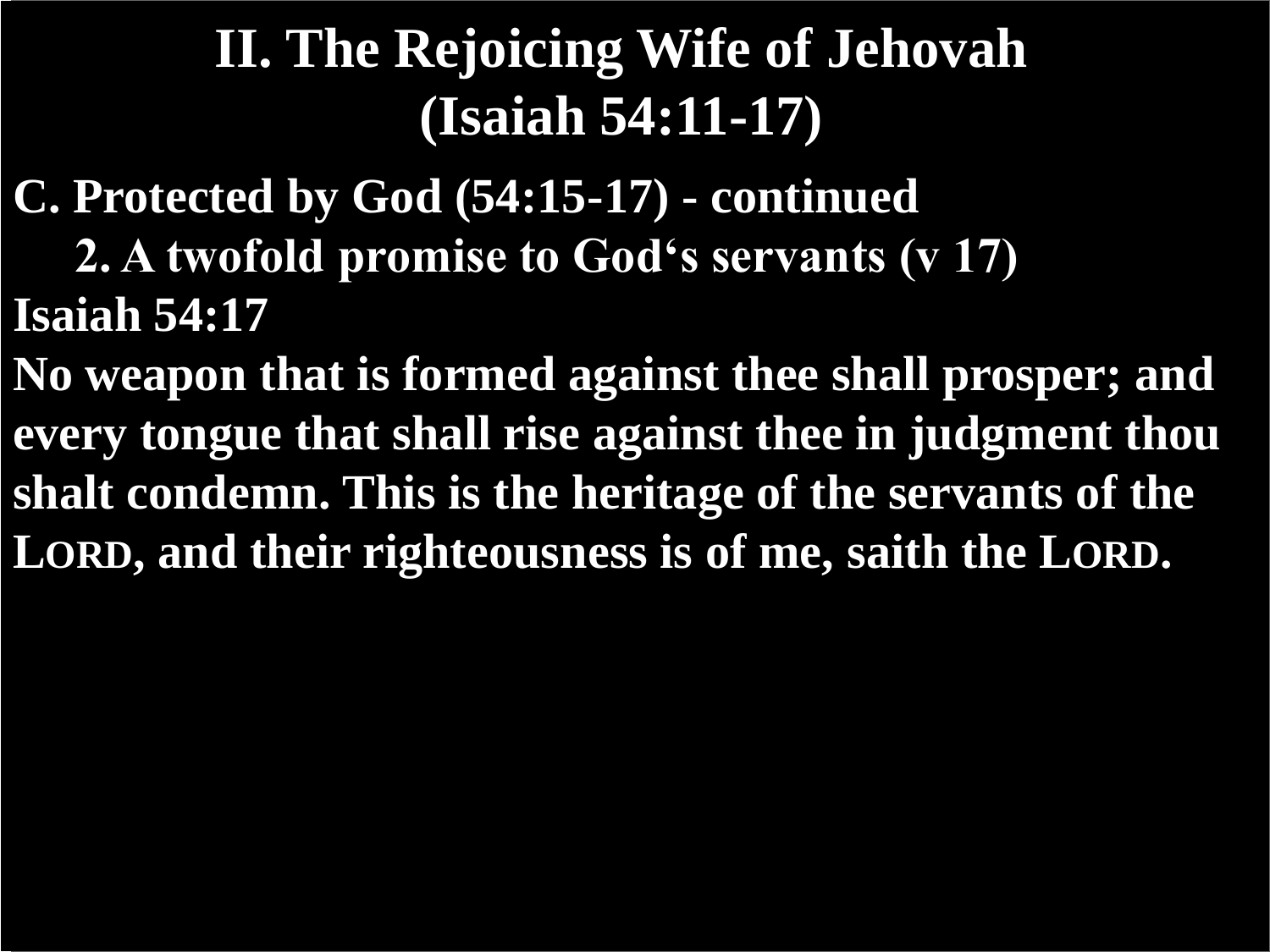# II. The Rejoicing Wife of Jehovah (Isaiah 54:11-17)

**C. Protected by God (54:15-17) - continued**

**2. A twofold promise to God's servants (v 17)**

**Isaiah 54:17**

**No weapon that is formed against thee shall prosper; and every tongue that shall rise against thee in judgment thou shalt condemn. This is the heritage of the servants of the LORD, and their righteousness is of me, saith the LORD.**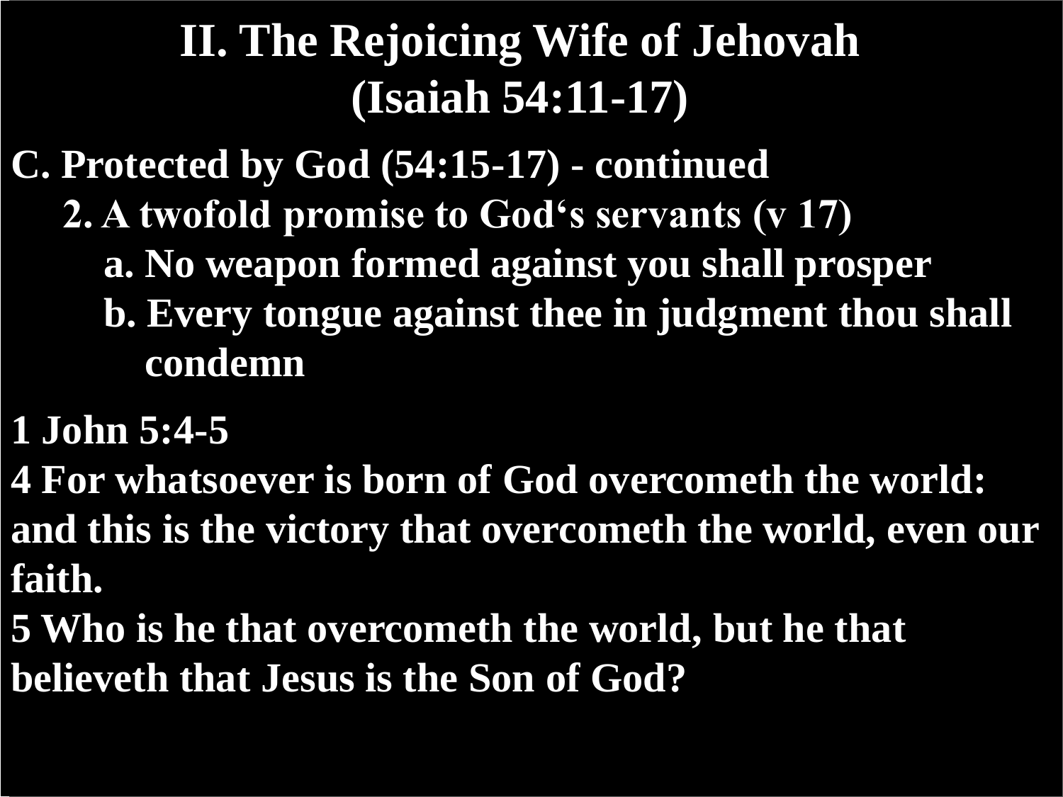# II. The Rejoicing Wife of Jehovah (Isaiah 54:11-17)

**C. Protected by God (54:15-17) - continued**

- **2. A twofold promise to God‘s servants (v 17)**
  - **a. No weapon formed against you shall prosper**
  - **b. Every tongue against thee in judgment thou shall condemn**

**1 John 5:4-5**

**4 For whatsoever is born of God overcometh the world: and this is the victory that overcometh the world, even our faith.**

**5 Who is he that overcometh the world, but he that believeth that Jesus is the Son of God?**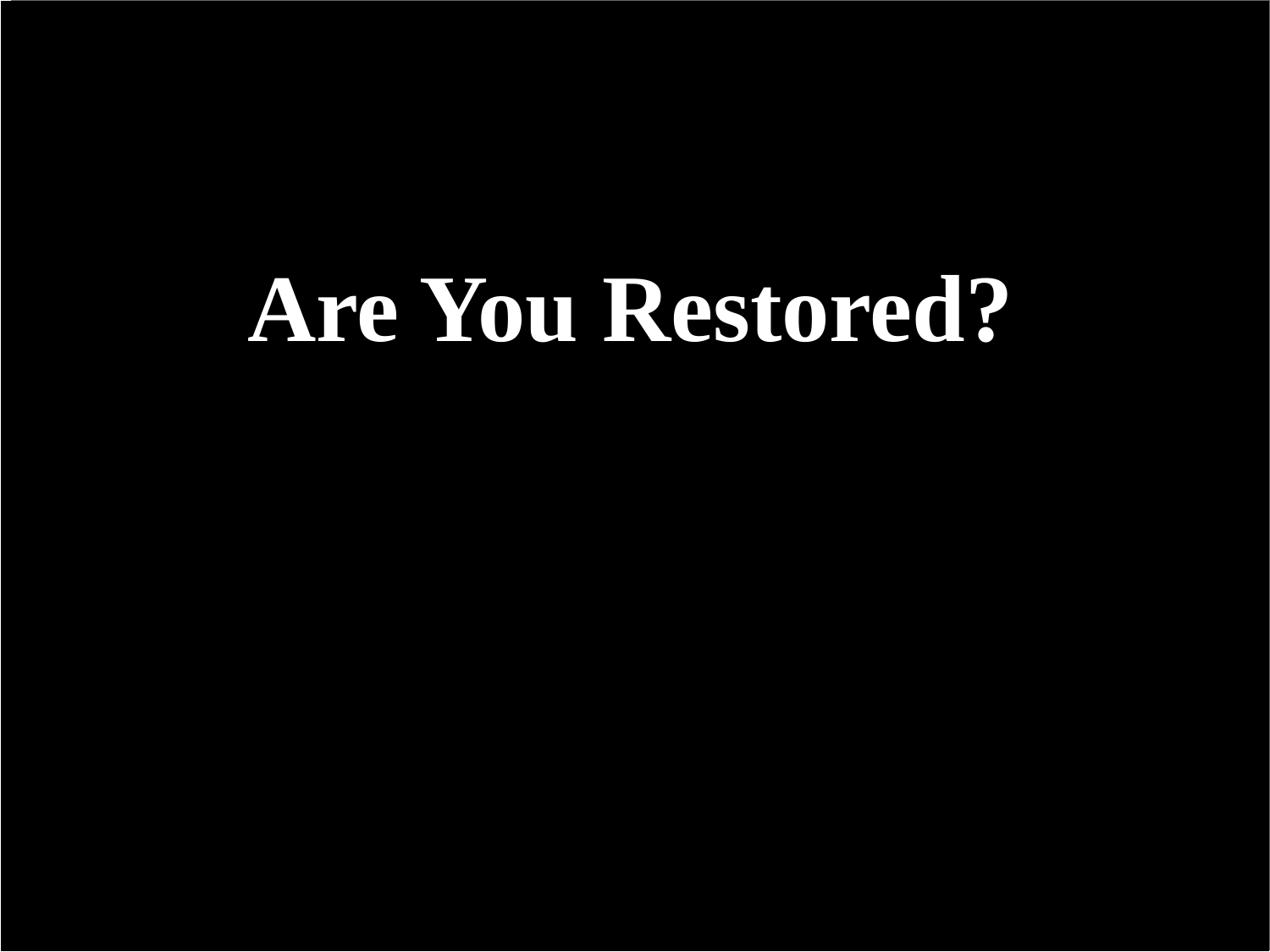# Are You Restored?